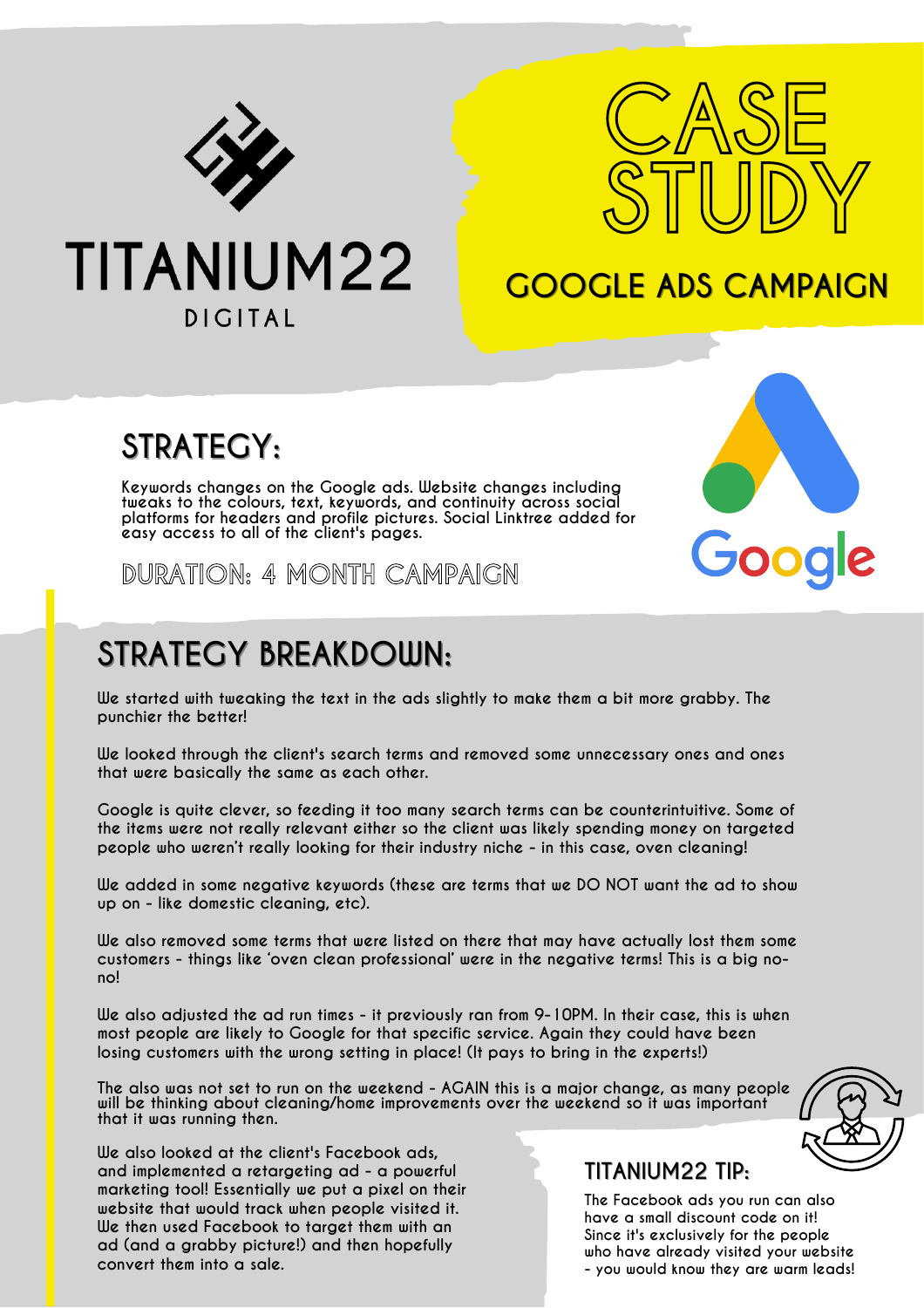TITANIUM22

DIGITAL

# CASE STUDY

## GOOGLE ADS CAMPAIGN

## STRATEGY:

Keywords changes on the Google ads. Website changes including tweaks to the colours, text, keywords, and continuity across social platforms for headers and profile pictures. Social Linktree added for easy access to all of the client's pages.

DURATION: 4 MONTH CAMPAIGN

## STRATEGY BREAKDOWN:

We started with tweaking the text in the ads slightly to make them a bit more grabby. The punchier the better!

We looked through the client's search terms and removed some unnecessary ones and ones that were basically the same as each other.

Google is quite clever, so feeding it too many search terms can be counterintuitive. Some of the items were not really relevant either so the client was likely spending money on targeted people who weren't really looking for their industry niche - in this case, oven cleaning!

We added in some negative keywords (these are terms that we DO NOT want the ad to show up on - like domestic cleaning, etc).

We also removed some terms that were listed on there that may have actually lost them some customers - things like 'oven clean professional' were in the negative terms! This is a big no-no!

We also adjusted the ad run times - it previously ran from 9-10PM. In their case, this is when most people are likely to Google for that specific service. Again they could have been losing customers with the wrong setting in place! (It pays to bring in the experts!)

The also was not set to run on the weekend - AGAIN this is a major change, as many people will be thinking about cleaning/home improvements over the weekend so it was important that it was running then.

We also looked at the client's Facebook ads, and implemented a retargeting ad - a powerful marketing tool! Essentially we put a pixel on their website that would track when people visited it. We then used Facebook to target them with an ad (and a grabby picture!) and then hopefully convert them into a sale.

### TITANIUM22 TIP:

The Facebook ads you run can also have a small discount code on it! Since it's exclusively for the people who have already visited your website - you would know they are warm leads!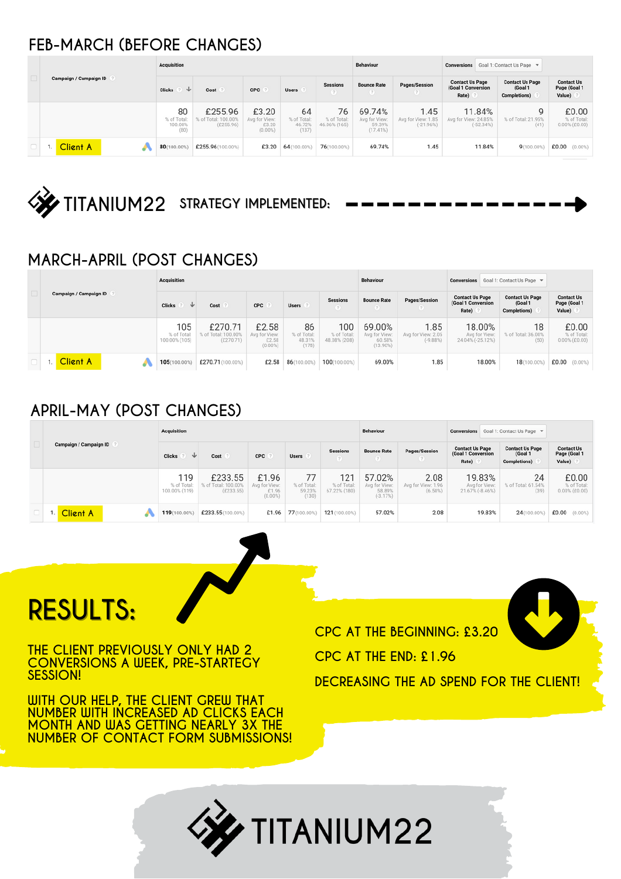## FEB-MARCH (BEFORE CHANGES)

| Campaign / Campaign ID | Acquisition | | | | Behaviour | | | Conversions: Goal 1: Contact Us Page | | |
|---|---|---|---|---|---|---|---|---|---|---|
| | Clicks | Cost | CPC | Users | Sessions | Bounce Rate | Pages/Session | Contact Us Page (Goal 1 Conversion Rate) | Contact Us Page (Goal 1 Completions) | Contact Us Page (Goal 1 Value) |
| | 80 % of Total: 100.00% (80) | £255.96 % of Total: 100.00% (£255.96) | £3.20 Avg for View: £3.20 (0.00%) | 64 % of Total: 46.72% (137) | 76 % of Total: 46.06% (165) | 69.74% Avg for View: 59.39% (17.41%) | 1.45 Avg for View: 1.85 (-21.96%) | 11.84% Avg for View: 24.85% (-52.34%) | 9 % of Total: 21.95% (41) | £0.00 % of Total: 0.00% (£0.00) |
| 1. Client A | 80 (100.00%) | £255.96 (100.00%) | £3.20 | 64 (100.00%) | 76 (100.00%) | 69.74% | 1.45 | 11.84% | 9 (100.00%) | £0.00 (0.00%) |

TITANIUM22 STRATEGY IMPLEMENTED:

## MARCH-APRIL (POST CHANGES)

| Campaign / Campaign ID | Acquisition | | | | Behaviour | | | Conversions: Goal 1: Contact Us Page | | |
|---|---|---|---|---|---|---|---|---|---|---|
| | Clicks | Cost | CPC | Users | Sessions | Bounce Rate | Pages/Session | Contact Us Page (Goal 1 Conversion Rate) | Contact Us Page (Goal 1 Completions) | Contact Us Page (Goal 1 Value) |
| | 105 % of Total: 100.00% (105) | £270.71 % of Total: 100.00% (£270.71) | £2.58 Avg for View: £2.58 (0.00%) | 86 % of Total: 48.31% (178) | 100 % of Total: 48.08% (208) | 69.00% Avg for View: 60.58% (13.90%) | 1.85 Avg for View: 2.05 (-9.88%) | 18.00% Avg for View: 24.04% (-25.12%) | 18 % of Total: 36.00% (50) | £0.00 % of Total: 0.00% (£0.00) |
| 1. Client A | 105 (100.00%) | £270.71 (100.00%) | £2.58 | 86 (100.00%) | 100 (100.00%) | 69.00% | 1.85 | 18.00% | 18 (100.00%) | £0.00 (0.00%) |

## APRIL-MAY (POST CHANGES)

| Campaign / Campaign ID | Acquisition | | | | Behaviour | | | Conversions: Goal 1: Contact Us Page | | |
|---|---|---|---|---|---|---|---|---|---|---|
| | Clicks | Cost | CPC | Users | Sessions | Bounce Rate | Pages/Session | Contact Us Page (Goal 1 Conversion Rate) | Contact Us Page (Goal 1 Completions) | Contact Us Page (Goal 1 Value) |
| | 119 % of Total: 100.00% (119) | £233.55 % of Total: 100.00% (£233.55) | £1.96 Avg for View: £1.96 (0.00%) | 77 % of Total: 59.23% (130) | 121 % of Total: 67.22% (180) | 57.02% Avg for View: 58.89% (-3.17%) | 2.08 Avg for View: 1.96 (6.50%) | 19.83% Avg for View: 21.67% (-8.46%) | 24 % of Total: 61.54% (39) | £0.00 % of Total: 0.00% (£0.00) |
| 1. Client A | 119 (100.00%) | £233.55 (100.00%) | £1.96 | 77 (100.00%) | 121 (100.00%) | 57.02% | 2.08 | 19.83% | 24 (100.00%) | £0.00 (0.00%) |

# RESULTS:

THE CLIENT PREVIOUSLY ONLY HAD 2 CONVERSIONS A WEEK, PRE-STARTEGY SESSION!

WITH OUR HELP, THE CLIENT GREW THAT NUMBER WITH INCREASED AD CLICKS EACH MONTH AND WAS GETTING NEARLY 3X THE NUMBER OF CONTACT FORM SUBMISSIONS!

CPC AT THE BEGINNING: £3.20

CPC AT THE END: £1.96

DECREASING THE AD SPEND FOR THE CLIENT!

TITANIUM22